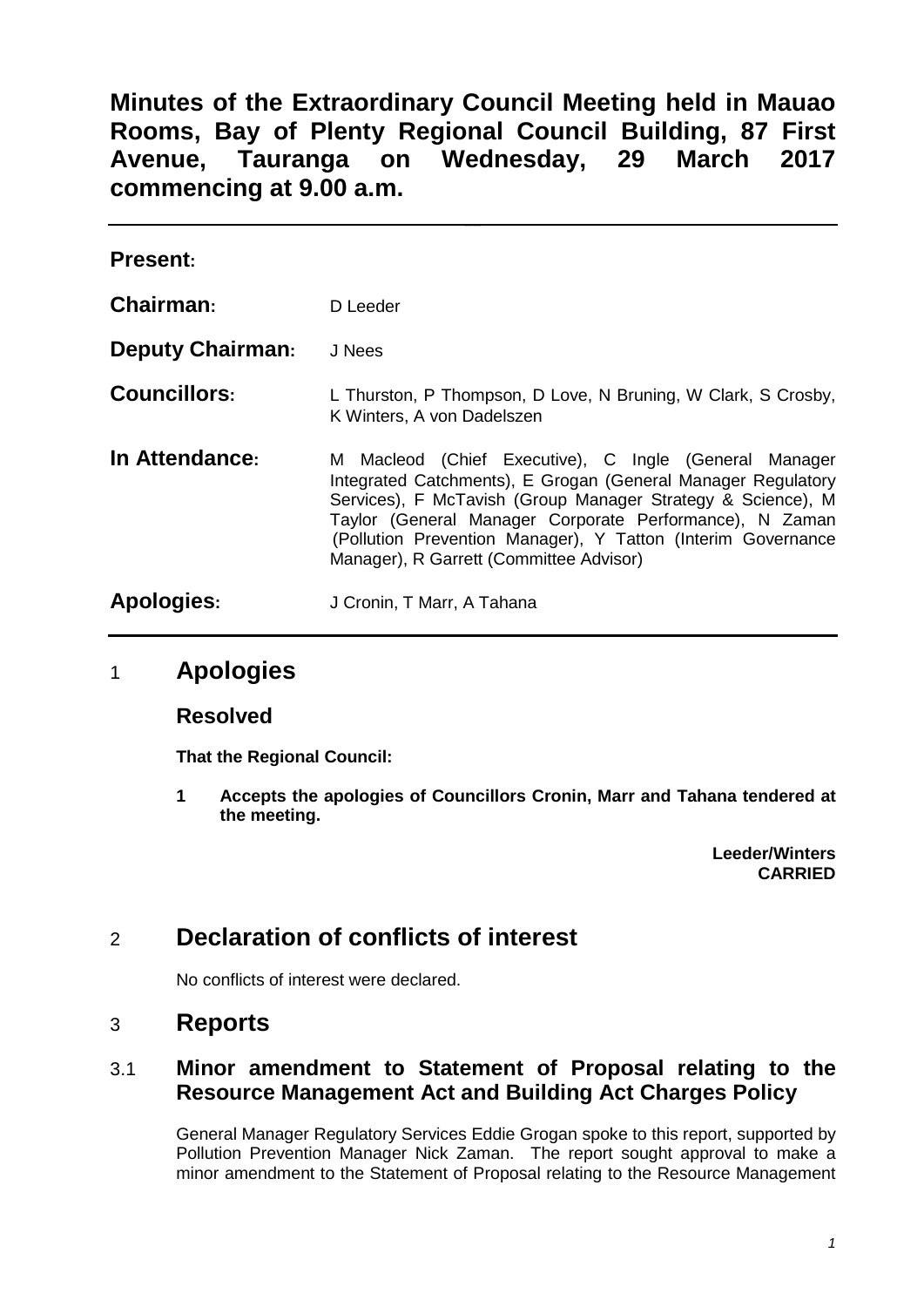# Minutes of the Extraordinary Council Meeting held in Mauao Rooms, Bay of Plenty Regional Council Building, 87 First Avenue, Tauranga on Wednesday, 29 March 2017 commencing at 9.00 a.m.

| | |
|---|---|
| **Present:** | |
| **Chairman:** | D Leeder |
| **Deputy Chairman:** | J Nees |
| **Councillors:** | L Thurston, P Thompson, D Love, N Bruning, W Clark, S Crosby, K Winters, A von Dadelszen |
| **In Attendance:** | M Macleod (Chief Executive), C Ingle (General Manager Integrated Catchments), E Grogan (General Manager Regulatory Services), F McTavish (Group Manager Strategy & Science), M Taylor (General Manager Corporate Performance), N Zaman (Pollution Prevention Manager), Y Tatton (Interim Governance Manager), R Garrett (Committee Advisor) |
| **Apologies:** | J Cronin, T Marr, A Tahana |

## 1 Apologies

### Resolved

**That the Regional Council:**

**1 Accepts the apologies of Councillors Cronin, Marr and Tahana tendered at the meeting.**

**Leeder/Winters**
**CARRIED**

## 2 Declaration of conflicts of interest

No conflicts of interest were declared.

## 3 Reports

### 3.1 Minor amendment to Statement of Proposal relating to the Resource Management Act and Building Act Charges Policy

General Manager Regulatory Services Eddie Grogan spoke to this report, supported by Pollution Prevention Manager Nick Zaman. The report sought approval to make a minor amendment to the Statement of Proposal relating to the Resource Management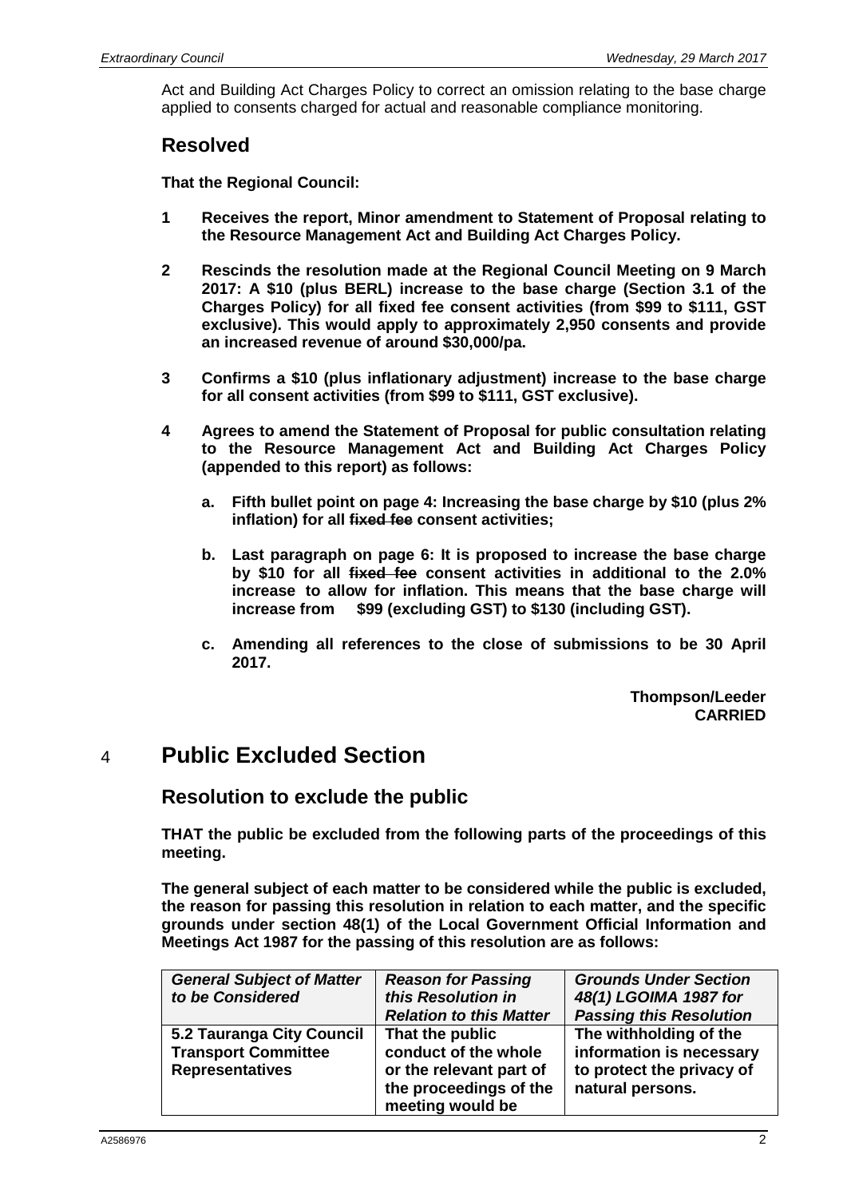Act and Building Act Charges Policy to correct an omission relating to the base charge applied to consents charged for actual and reasonable compliance monitoring.

## Resolved

**That the Regional Council:**

**1 Receives the report, Minor amendment to Statement of Proposal relating to the Resource Management Act and Building Act Charges Policy.**

**2 Rescinds the resolution made at the Regional Council Meeting on 9 March 2017: A $10 (plus BERL) increase to the base charge (Section 3.1 of the Charges Policy) for all fixed fee consent activities (from $99 to $111, GST exclusive). This would apply to approximately 2,950 consents and provide an increased revenue of around $30,000/pa.**

**3 Confirms a $10 (plus inflationary adjustment) increase to the base charge for all consent activities (from $99 to $111, GST exclusive).**

**4 Agrees to amend the Statement of Proposal for public consultation relating to the Resource Management Act and Building Act Charges Policy (appended to this report) as follows:**

**a. Fifth bullet point on page 4: Increasing the base charge by $10 (plus 2% inflation) for all ~~fixed fee~~ consent activities;**

**b. Last paragraph on page 6: It is proposed to increase the base charge by $10 for all ~~fixed fee~~ consent activities in additional to the 2.0% increase to allow for inflation. This means that the base charge will increase from $99 (excluding GST) to $130 (including GST).**

**c. Amending all references to the close of submissions to be 30 April 2017.**

**Thompson/Leeder**
**CARRIED**

# 4 Public Excluded Section

## Resolution to exclude the public

**THAT the public be excluded from the following parts of the proceedings of this meeting.**

**The general subject of each matter to be considered while the public is excluded, the reason for passing this resolution in relation to each matter, and the specific grounds under section 48(1) of the Local Government Official Information and Meetings Act 1987 for the passing of this resolution are as follows:**

| ***General Subject of Matter to be Considered*** | ***Reason for Passing this Resolution in Relation to this Matter*** | ***Grounds Under Section 48(1) LGOIMA 1987 for Passing this Resolution*** |
|---|---|---|
| **5.2 Tauranga City Council Transport Committee Representatives** | **That the public conduct of the whole or the relevant part of the proceedings of the meeting would be** | **The withholding of the information is necessary to protect the privacy of natural persons.** |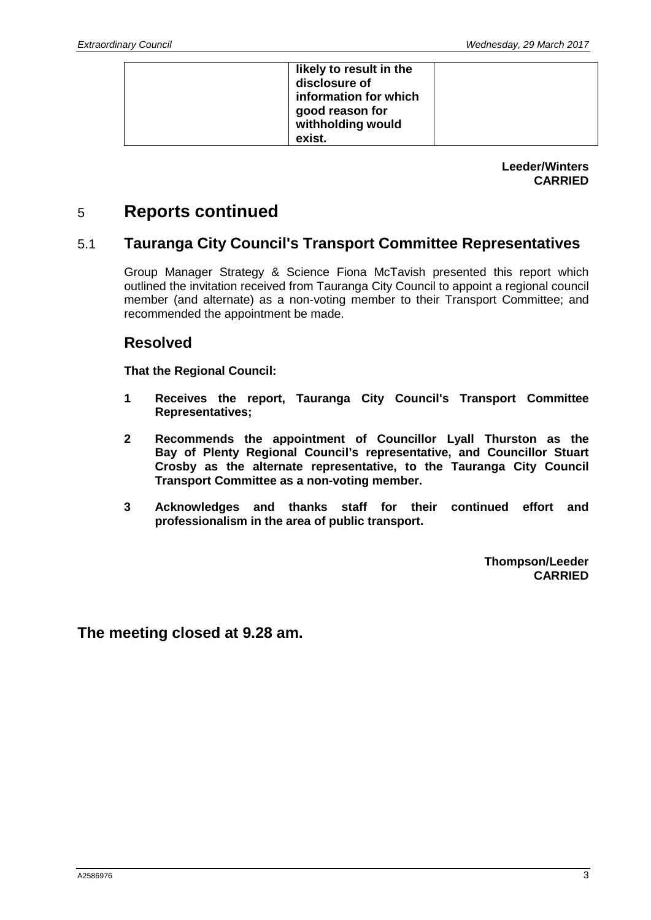| | | |
|---|---|---|
| | **likely to result in the disclosure of information for which good reason for withholding would exist.** | |

**Leeder/Winters**
**CARRIED**

# 5 Reports continued

## 5.1 Tauranga City Council's Transport Committee Representatives

Group Manager Strategy & Science Fiona McTavish presented this report which outlined the invitation received from Tauranga City Council to appoint a regional council member (and alternate) as a non-voting member to their Transport Committee; and recommended the appointment be made.

### Resolved

**That the Regional Council:**

**1 Receives the report, Tauranga City Council's Transport Committee Representatives;**

**2 Recommends the appointment of Councillor Lyall Thurston as the Bay of Plenty Regional Council's representative, and Councillor Stuart Crosby as the alternate representative, to the Tauranga City Council Transport Committee as a non-voting member.**

**3 Acknowledges and thanks staff for their continued effort and professionalism in the area of public transport.**

**Thompson/Leeder**
**CARRIED**

**The meeting closed at 9.28 am.**